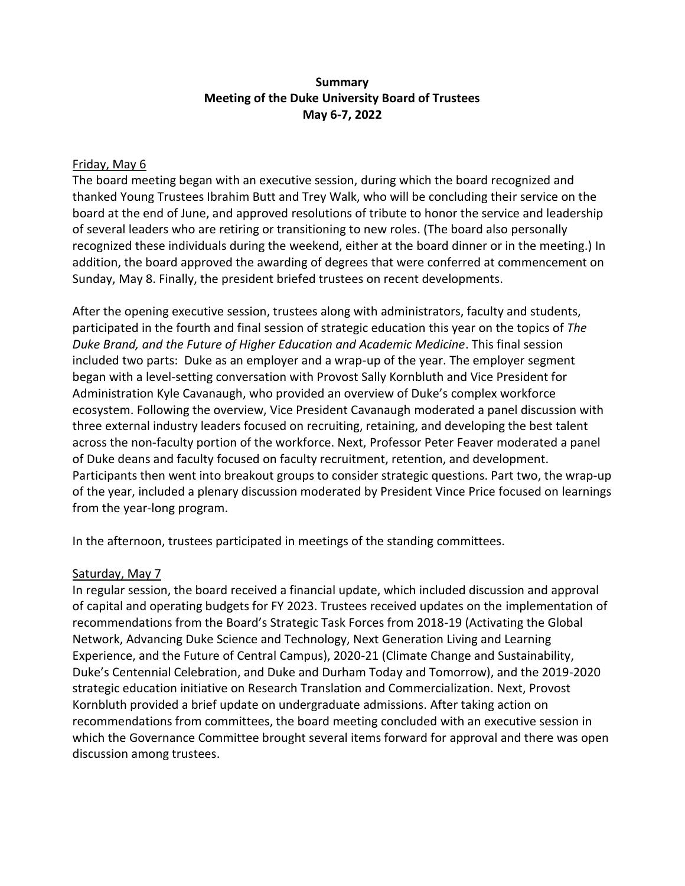**Summary**
**Meeting of the Duke University Board of Trustees**
**May 6-7, 2022**

<u>Friday, May 6</u>

The board meeting began with an executive session, during which the board recognized and thanked Young Trustees Ibrahim Butt and Trey Walk, who will be concluding their service on the board at the end of June, and approved resolutions of tribute to honor the service and leadership of several leaders who are retiring or transitioning to new roles. (The board also personally recognized these individuals during the weekend, either at the board dinner or in the meeting.) In addition, the board approved the awarding of degrees that were conferred at commencement on Sunday, May 8. Finally, the president briefed trustees on recent developments.

After the opening executive session, trustees along with administrators, faculty and students, participated in the fourth and final session of strategic education this year on the topics of *The Duke Brand, and the Future of Higher Education and Academic Medicine*. This final session included two parts: Duke as an employer and a wrap-up of the year. The employer segment began with a level-setting conversation with Provost Sally Kornbluth and Vice President for Administration Kyle Cavanaugh, who provided an overview of Duke's complex workforce ecosystem. Following the overview, Vice President Cavanaugh moderated a panel discussion with three external industry leaders focused on recruiting, retaining, and developing the best talent across the non-faculty portion of the workforce. Next, Professor Peter Feaver moderated a panel of Duke deans and faculty focused on faculty recruitment, retention, and development. Participants then went into breakout groups to consider strategic questions. Part two, the wrap-up of the year, included a plenary discussion moderated by President Vince Price focused on learnings from the year-long program.

In the afternoon, trustees participated in meetings of the standing committees.

<u>Saturday, May 7</u>

In regular session, the board received a financial update, which included discussion and approval of capital and operating budgets for FY 2023. Trustees received updates on the implementation of recommendations from the Board's Strategic Task Forces from 2018-19 (Activating the Global Network, Advancing Duke Science and Technology, Next Generation Living and Learning Experience, and the Future of Central Campus), 2020-21 (Climate Change and Sustainability, Duke's Centennial Celebration, and Duke and Durham Today and Tomorrow), and the 2019-2020 strategic education initiative on Research Translation and Commercialization. Next, Provost Kornbluth provided a brief update on undergraduate admissions. After taking action on recommendations from committees, the board meeting concluded with an executive session in which the Governance Committee brought several items forward for approval and there was open discussion among trustees.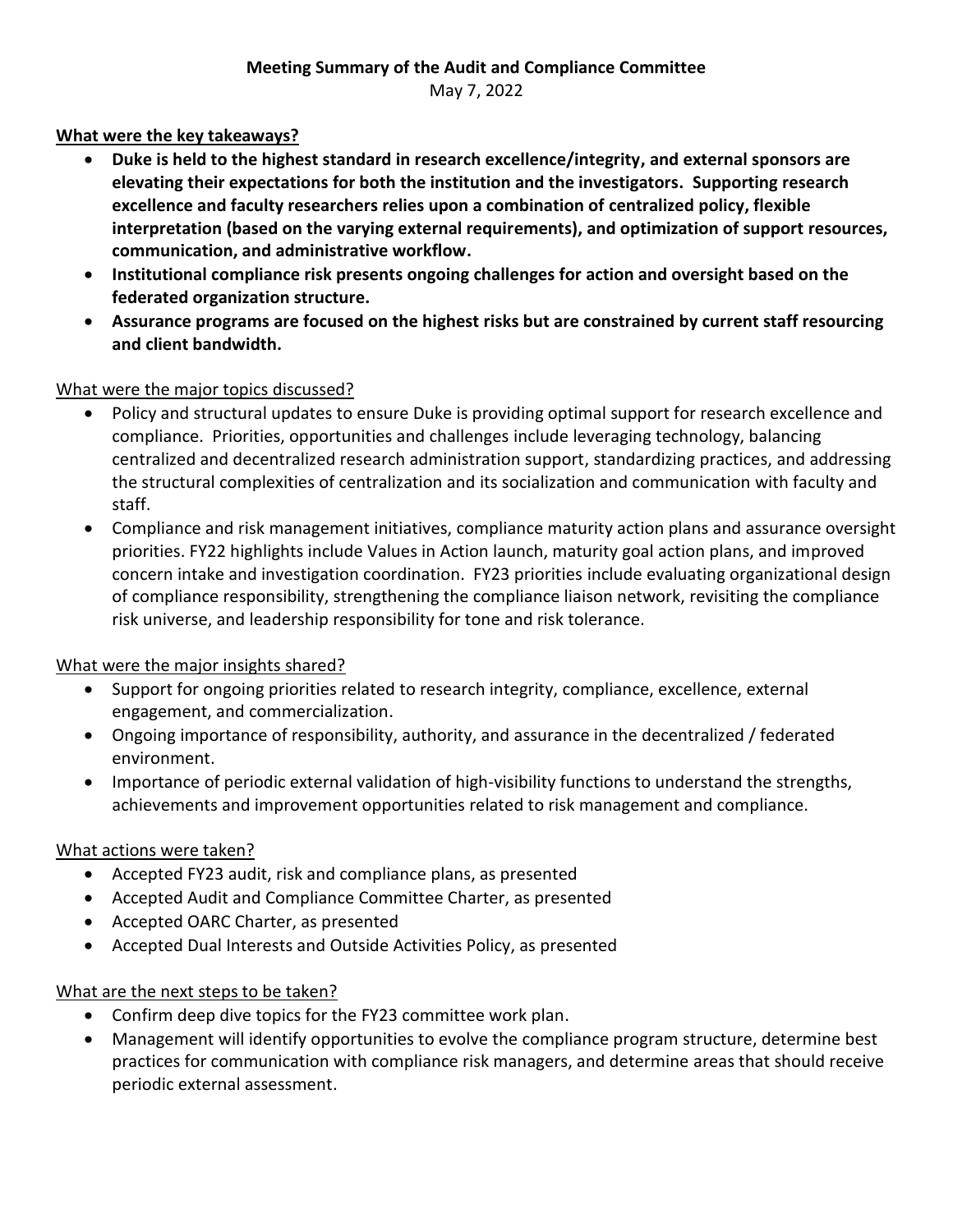**Meeting Summary of the Audit and Compliance Committee**

May 7, 2022

**What were the key takeaways?**

- **Duke is held to the highest standard in research excellence/integrity, and external sponsors are elevating their expectations for both the institution and the investigators. Supporting research excellence and faculty researchers relies upon a combination of centralized policy, flexible interpretation (based on the varying external requirements), and optimization of support resources, communication, and administrative workflow.**
- **Institutional compliance risk presents ongoing challenges for action and oversight based on the federated organization structure.**
- **Assurance programs are focused on the highest risks but are constrained by current staff resourcing and client bandwidth.**

What were the major topics discussed?

- Policy and structural updates to ensure Duke is providing optimal support for research excellence and compliance. Priorities, opportunities and challenges include leveraging technology, balancing centralized and decentralized research administration support, standardizing practices, and addressing the structural complexities of centralization and its socialization and communication with faculty and staff.
- Compliance and risk management initiatives, compliance maturity action plans and assurance oversight priorities. FY22 highlights include Values in Action launch, maturity goal action plans, and improved concern intake and investigation coordination. FY23 priorities include evaluating organizational design of compliance responsibility, strengthening the compliance liaison network, revisiting the compliance risk universe, and leadership responsibility for tone and risk tolerance.

What were the major insights shared?

- Support for ongoing priorities related to research integrity, compliance, excellence, external engagement, and commercialization.
- Ongoing importance of responsibility, authority, and assurance in the decentralized / federated environment.
- Importance of periodic external validation of high-visibility functions to understand the strengths, achievements and improvement opportunities related to risk management and compliance.

What actions were taken?

- Accepted FY23 audit, risk and compliance plans, as presented
- Accepted Audit and Compliance Committee Charter, as presented
- Accepted OARC Charter, as presented
- Accepted Dual Interests and Outside Activities Policy, as presented

What are the next steps to be taken?

- Confirm deep dive topics for the FY23 committee work plan.
- Management will identify opportunities to evolve the compliance program structure, determine best practices for communication with compliance risk managers, and determine areas that should receive periodic external assessment.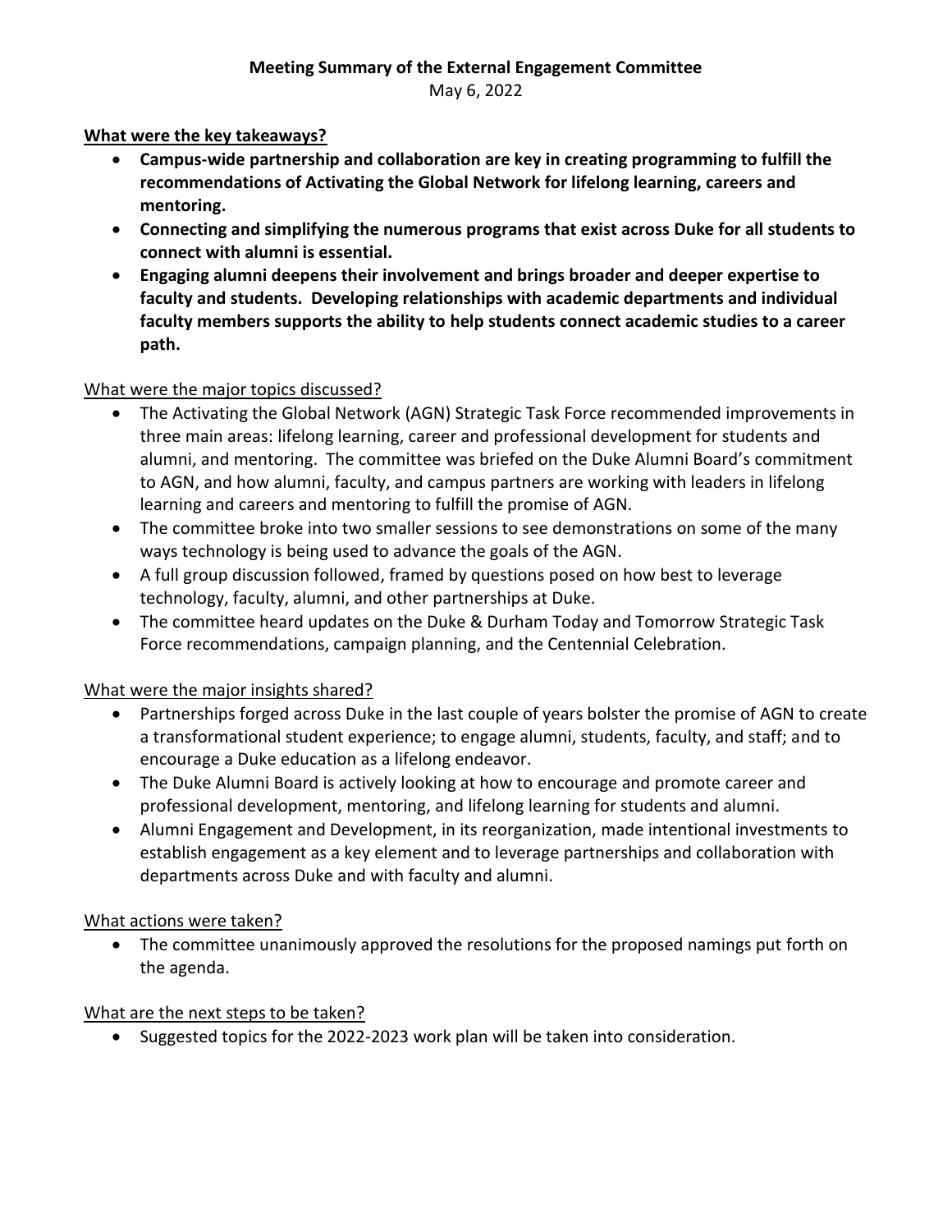**Meeting Summary of the External Engagement Committee**

May 6, 2022

**What were the key takeaways?**

- **Campus-wide partnership and collaboration are key in creating programming to fulfill the recommendations of Activating the Global Network for lifelong learning, careers and mentoring.**
- **Connecting and simplifying the numerous programs that exist across Duke for all students to connect with alumni is essential.**
- **Engaging alumni deepens their involvement and brings broader and deeper expertise to faculty and students. Developing relationships with academic departments and individual faculty members supports the ability to help students connect academic studies to a career path.**

What were the major topics discussed?

- The Activating the Global Network (AGN) Strategic Task Force recommended improvements in three main areas: lifelong learning, career and professional development for students and alumni, and mentoring. The committee was briefed on the Duke Alumni Board's commitment to AGN, and how alumni, faculty, and campus partners are working with leaders in lifelong learning and careers and mentoring to fulfill the promise of AGN.
- The committee broke into two smaller sessions to see demonstrations on some of the many ways technology is being used to advance the goals of the AGN.
- A full group discussion followed, framed by questions posed on how best to leverage technology, faculty, alumni, and other partnerships at Duke.
- The committee heard updates on the Duke & Durham Today and Tomorrow Strategic Task Force recommendations, campaign planning, and the Centennial Celebration.

What were the major insights shared?

- Partnerships forged across Duke in the last couple of years bolster the promise of AGN to create a transformational student experience; to engage alumni, students, faculty, and staff; and to encourage a Duke education as a lifelong endeavor.
- The Duke Alumni Board is actively looking at how to encourage and promote career and professional development, mentoring, and lifelong learning for students and alumni.
- Alumni Engagement and Development, in its reorganization, made intentional investments to establish engagement as a key element and to leverage partnerships and collaboration with departments across Duke and with faculty and alumni.

What actions were taken?

- The committee unanimously approved the resolutions for the proposed namings put forth on the agenda.

What are the next steps to be taken?

- Suggested topics for the 2022-2023 work plan will be taken into consideration.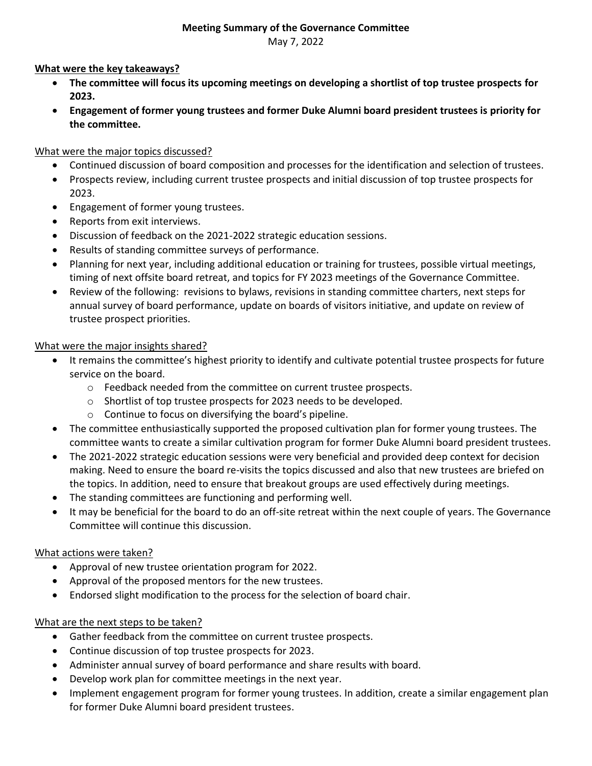**Meeting Summary of the Governance Committee**

May 7, 2022

**What were the key takeaways?**

- **The committee will focus its upcoming meetings on developing a shortlist of top trustee prospects for 2023.**
- **Engagement of former young trustees and former Duke Alumni board president trustees is priority for the committee.**

What were the major topics discussed?

- Continued discussion of board composition and processes for the identification and selection of trustees.
- Prospects review, including current trustee prospects and initial discussion of top trustee prospects for 2023.
- Engagement of former young trustees.
- Reports from exit interviews.
- Discussion of feedback on the 2021-2022 strategic education sessions.
- Results of standing committee surveys of performance.
- Planning for next year, including additional education or training for trustees, possible virtual meetings, timing of next offsite board retreat, and topics for FY 2023 meetings of the Governance Committee.
- Review of the following: revisions to bylaws, revisions in standing committee charters, next steps for annual survey of board performance, update on boards of visitors initiative, and update on review of trustee prospect priorities.

What were the major insights shared?

- It remains the committee's highest priority to identify and cultivate potential trustee prospects for future service on the board.
  - Feedback needed from the committee on current trustee prospects.
  - Shortlist of top trustee prospects for 2023 needs to be developed.
  - Continue to focus on diversifying the board's pipeline.
- The committee enthusiastically supported the proposed cultivation plan for former young trustees. The committee wants to create a similar cultivation program for former Duke Alumni board president trustees.
- The 2021-2022 strategic education sessions were very beneficial and provided deep context for decision making. Need to ensure the board re-visits the topics discussed and also that new trustees are briefed on the topics. In addition, need to ensure that breakout groups are used effectively during meetings.
- The standing committees are functioning and performing well.
- It may be beneficial for the board to do an off-site retreat within the next couple of years. The Governance Committee will continue this discussion.

What actions were taken?

- Approval of new trustee orientation program for 2022.
- Approval of the proposed mentors for the new trustees.
- Endorsed slight modification to the process for the selection of board chair.

What are the next steps to be taken?

- Gather feedback from the committee on current trustee prospects.
- Continue discussion of top trustee prospects for 2023.
- Administer annual survey of board performance and share results with board.
- Develop work plan for committee meetings in the next year.
- Implement engagement program for former young trustees. In addition, create a similar engagement plan for former Duke Alumni board president trustees.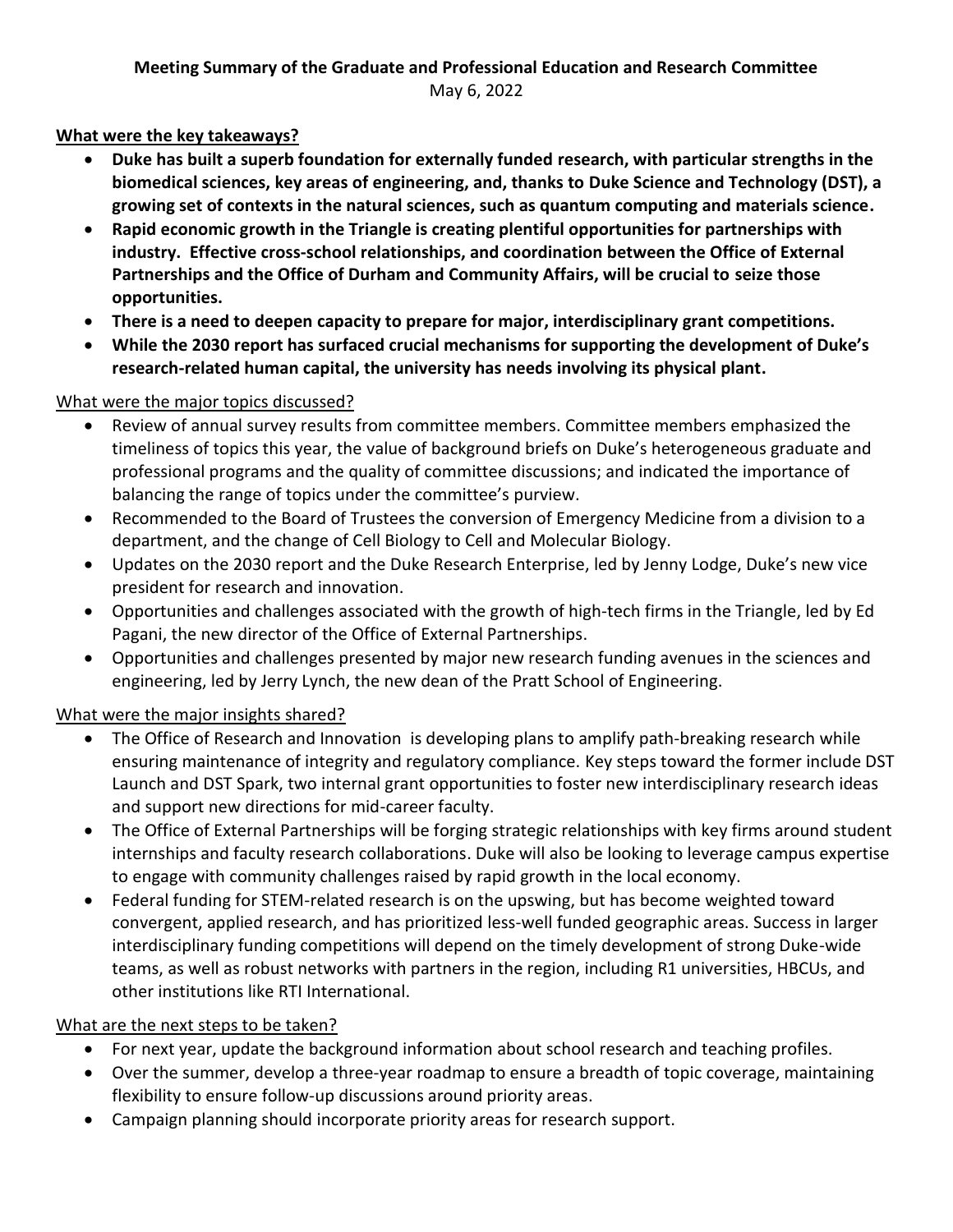**Meeting Summary of the Graduate and Professional Education and Research Committee**

May 6, 2022

**What were the key takeaways?**

- **Duke has built a superb foundation for externally funded research, with particular strengths in the biomedical sciences, key areas of engineering, and, thanks to Duke Science and Technology (DST), a growing set of contexts in the natural sciences, such as quantum computing and materials science.**
- **Rapid economic growth in the Triangle is creating plentiful opportunities for partnerships with industry. Effective cross-school relationships, and coordination between the Office of External Partnerships and the Office of Durham and Community Affairs, will be crucial to seize those opportunities.**
- **There is a need to deepen capacity to prepare for major, interdisciplinary grant competitions.**
- **While the 2030 report has surfaced crucial mechanisms for supporting the development of Duke's research-related human capital, the university has needs involving its physical plant.**

What were the major topics discussed?

- Review of annual survey results from committee members. Committee members emphasized the timeliness of topics this year, the value of background briefs on Duke's heterogeneous graduate and professional programs and the quality of committee discussions; and indicated the importance of balancing the range of topics under the committee's purview.
- Recommended to the Board of Trustees the conversion of Emergency Medicine from a division to a department, and the change of Cell Biology to Cell and Molecular Biology.
- Updates on the 2030 report and the Duke Research Enterprise, led by Jenny Lodge, Duke's new vice president for research and innovation.
- Opportunities and challenges associated with the growth of high-tech firms in the Triangle, led by Ed Pagani, the new director of the Office of External Partnerships.
- Opportunities and challenges presented by major new research funding avenues in the sciences and engineering, led by Jerry Lynch, the new dean of the Pratt School of Engineering.

What were the major insights shared?

- The Office of Research and Innovation is developing plans to amplify path-breaking research while ensuring maintenance of integrity and regulatory compliance. Key steps toward the former include DST Launch and DST Spark, two internal grant opportunities to foster new interdisciplinary research ideas and support new directions for mid-career faculty.
- The Office of External Partnerships will be forging strategic relationships with key firms around student internships and faculty research collaborations. Duke will also be looking to leverage campus expertise to engage with community challenges raised by rapid growth in the local economy.
- Federal funding for STEM-related research is on the upswing, but has become weighted toward convergent, applied research, and has prioritized less-well funded geographic areas. Success in larger interdisciplinary funding competitions will depend on the timely development of strong Duke-wide teams, as well as robust networks with partners in the region, including R1 universities, HBCUs, and other institutions like RTI International.

What are the next steps to be taken?

- For next year, update the background information about school research and teaching profiles.
- Over the summer, develop a three-year roadmap to ensure a breadth of topic coverage, maintaining flexibility to ensure follow-up discussions around priority areas.
- Campaign planning should incorporate priority areas for research support.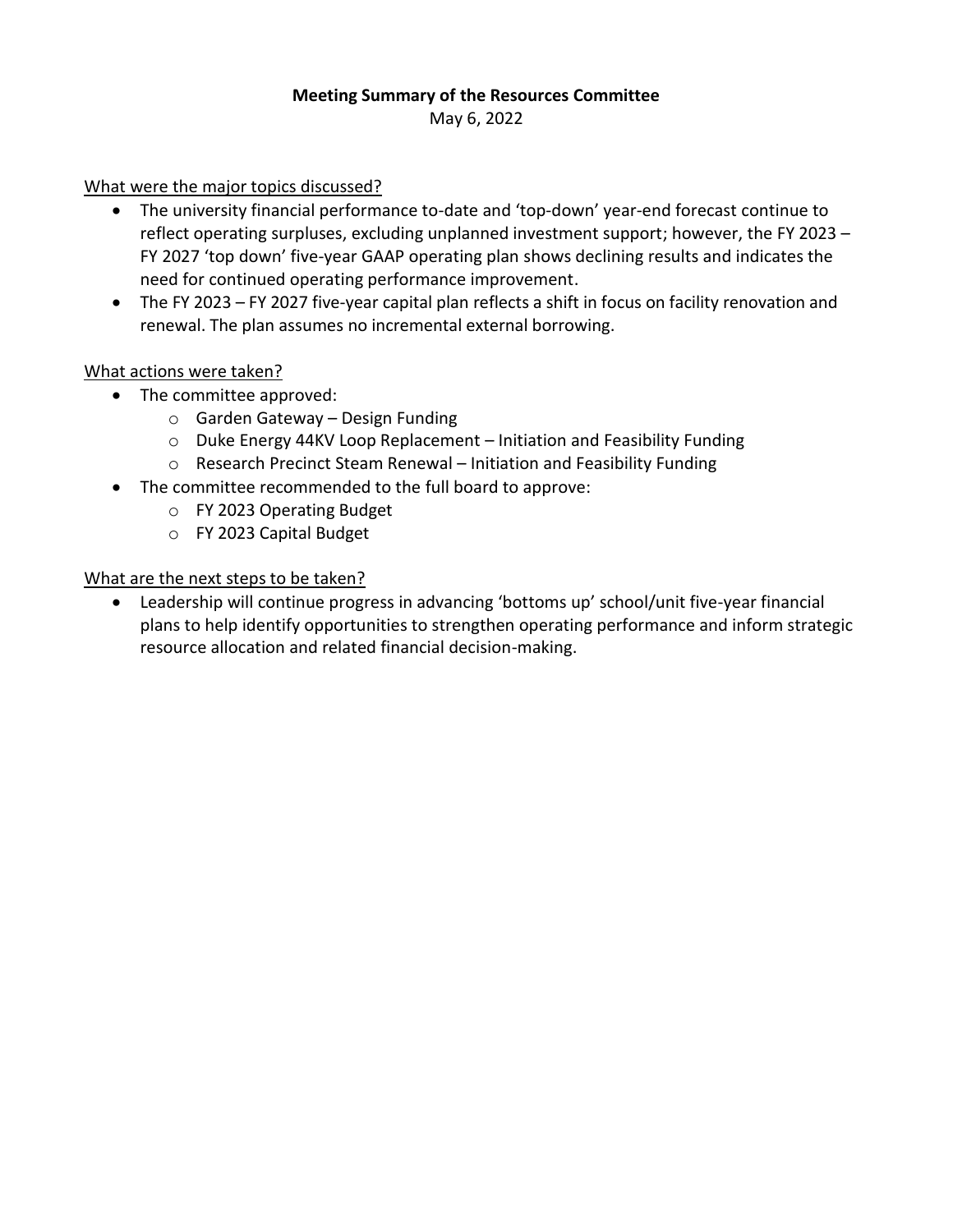**Meeting Summary of the Resources Committee**

May 6, 2022

What were the major topics discussed?

- The university financial performance to-date and 'top-down' year-end forecast continue to reflect operating surpluses, excluding unplanned investment support; however, the FY 2023 – FY 2027 'top down' five-year GAAP operating plan shows declining results and indicates the need for continued operating performance improvement.
- The FY 2023 – FY 2027 five-year capital plan reflects a shift in focus on facility renovation and renewal. The plan assumes no incremental external borrowing.

What actions were taken?

- The committee approved:
  - Garden Gateway – Design Funding
  - Duke Energy 44KV Loop Replacement – Initiation and Feasibility Funding
  - Research Precinct Steam Renewal – Initiation and Feasibility Funding
- The committee recommended to the full board to approve:
  - FY 2023 Operating Budget
  - FY 2023 Capital Budget

What are the next steps to be taken?

- Leadership will continue progress in advancing 'bottoms up' school/unit five-year financial plans to help identify opportunities to strengthen operating performance and inform strategic resource allocation and related financial decision-making.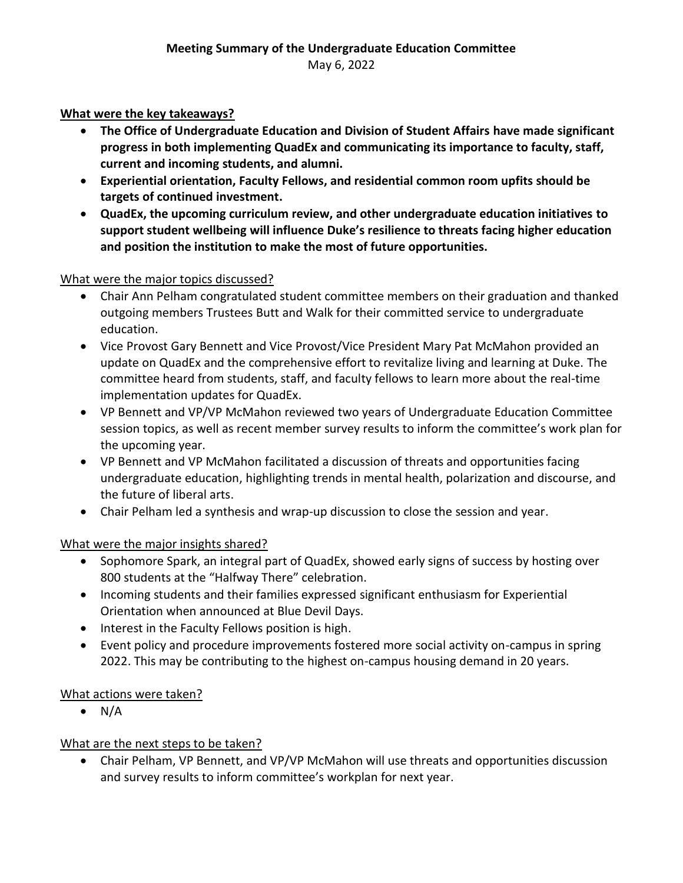# Meeting Summary of the Undergraduate Education Committee

May 6, 2022

**What were the key takeaways?**

- **The Office of Undergraduate Education and Division of Student Affairs have made significant progress in both implementing QuadEx and communicating its importance to faculty, staff, current and incoming students, and alumni.**
- **Experiential orientation, Faculty Fellows, and residential common room upfits should be targets of continued investment.**
- **QuadEx, the upcoming curriculum review, and other undergraduate education initiatives to support student wellbeing will influence Duke's resilience to threats facing higher education and position the institution to make the most of future opportunities.**

What were the major topics discussed?

- Chair Ann Pelham congratulated student committee members on their graduation and thanked outgoing members Trustees Butt and Walk for their committed service to undergraduate education.
- Vice Provost Gary Bennett and Vice Provost/Vice President Mary Pat McMahon provided an update on QuadEx and the comprehensive effort to revitalize living and learning at Duke. The committee heard from students, staff, and faculty fellows to learn more about the real-time implementation updates for QuadEx.
- VP Bennett and VP/VP McMahon reviewed two years of Undergraduate Education Committee session topics, as well as recent member survey results to inform the committee's work plan for the upcoming year.
- VP Bennett and VP McMahon facilitated a discussion of threats and opportunities facing undergraduate education, highlighting trends in mental health, polarization and discourse, and the future of liberal arts.
- Chair Pelham led a synthesis and wrap-up discussion to close the session and year.

What were the major insights shared?

- Sophomore Spark, an integral part of QuadEx, showed early signs of success by hosting over 800 students at the "Halfway There" celebration.
- Incoming students and their families expressed significant enthusiasm for Experiential Orientation when announced at Blue Devil Days.
- Interest in the Faculty Fellows position is high.
- Event policy and procedure improvements fostered more social activity on-campus in spring 2022. This may be contributing to the highest on-campus housing demand in 20 years.

What actions were taken?

- N/A

What are the next steps to be taken?

- Chair Pelham, VP Bennett, and VP/VP McMahon will use threats and opportunities discussion and survey results to inform committee's workplan for next year.